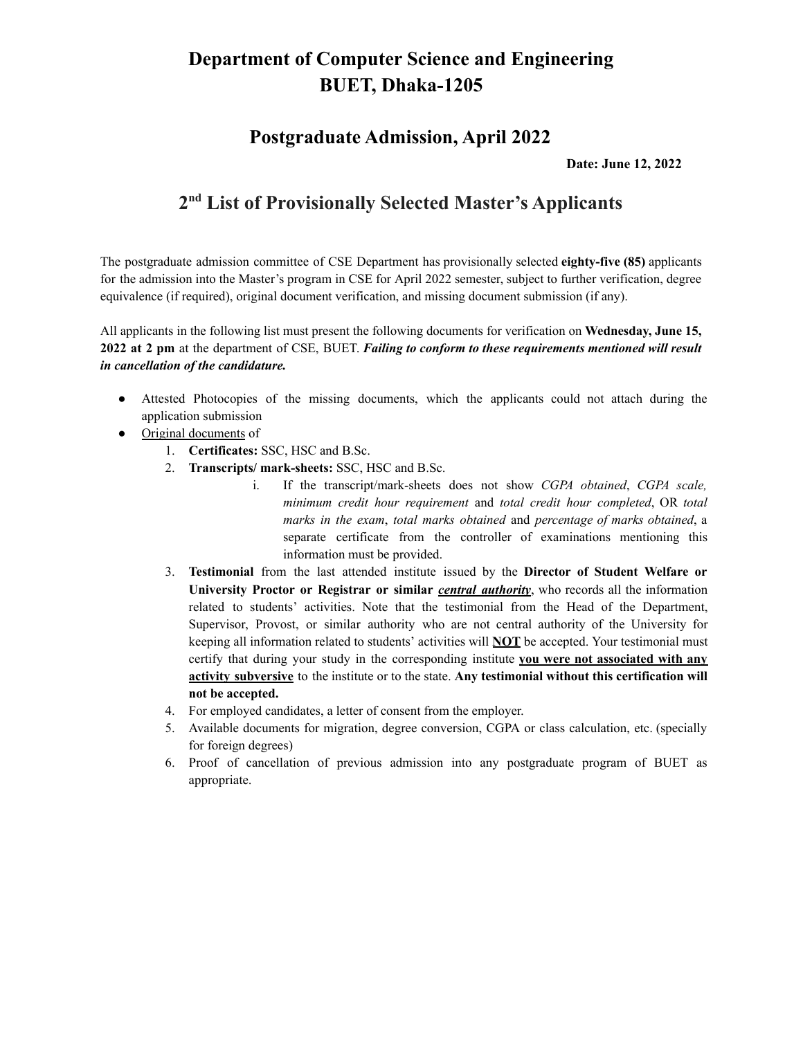# Department of Computer Science and Engineering
# BUET, Dhaka-1205

## Postgraduate Admission, April 2022

**Date: June 12, 2022**

## 2nd List of Provisionally Selected Master's Applicants

The postgraduate admission committee of CSE Department has provisionally selected **eighty-five (85)** applicants for the admission into the Master's program in CSE for April 2022 semester, subject to further verification, degree equivalence (if required), original document verification, and missing document submission (if any).

All applicants in the following list must present the following documents for verification on **Wednesday, June 15, 2022 at 2 pm** at the department of CSE, BUET. ***Failing to conform to these requirements mentioned will result in cancellation of the candidature.***

- Attested Photocopies of the missing documents, which the applicants could not attach during the application submission
- <u>Original documents</u> of
  1. **Certificates:** SSC, HSC and B.Sc.
  2. **Transcripts/ mark-sheets:** SSC, HSC and B.Sc.
     i. If the transcript/mark-sheets does not show *CGPA obtained*, *CGPA scale, minimum credit hour requirement* and *total credit hour completed*, OR *total marks in the exam*, *total marks obtained* and *percentage of marks obtained*, a separate certificate from the controller of examinations mentioning this information must be provided.
  3. **Testimonial** from the last attended institute issued by the **Director of Student Welfare or University Proctor or Registrar or similar *<u>central authority</u>***, who records all the information related to students' activities. Note that the testimonial from the Head of the Department, Supervisor, Provost, or similar authority who are not central authority of the University for keeping all information related to students' activities will **<u>NOT</u>** be accepted. Your testimonial must certify that during your study in the corresponding institute **<u>you were not associated with any activity subversive</u>** to the institute or to the state. **Any testimonial without this certification will not be accepted.**
  4. For employed candidates, a letter of consent from the employer.
  5. Available documents for migration, degree conversion, CGPA or class calculation, etc. (specially for foreign degrees)
  6. Proof of cancellation of previous admission into any postgraduate program of BUET as appropriate.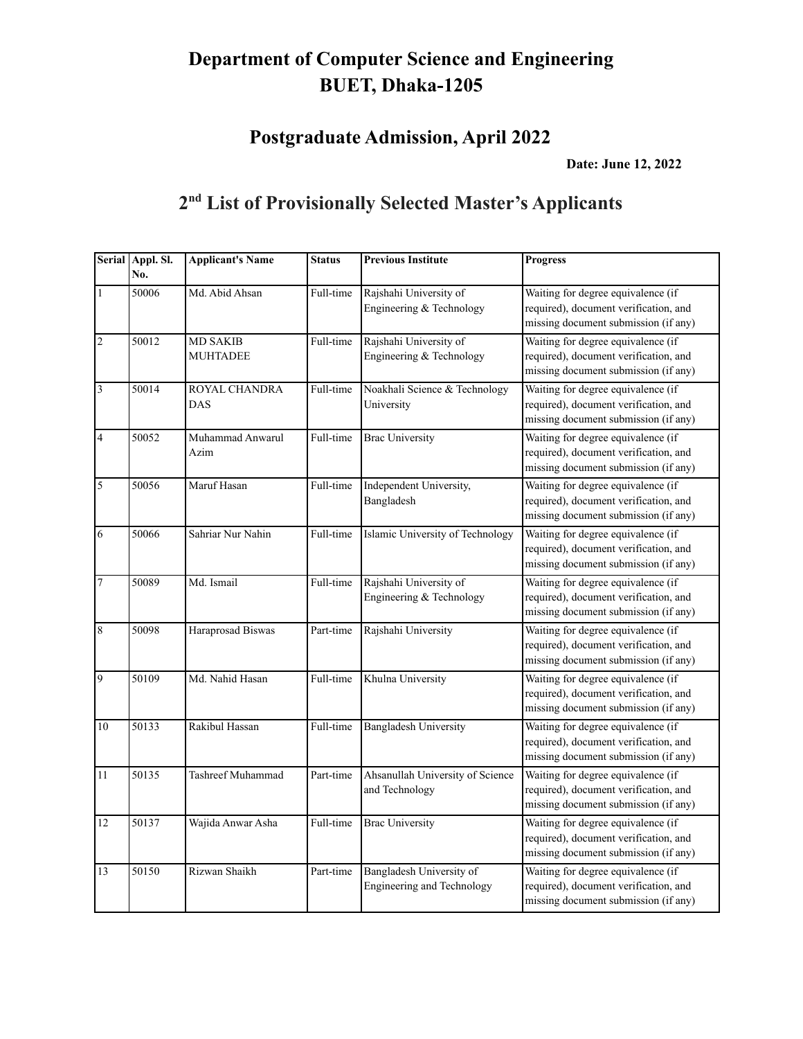# Department of Computer Science and Engineering
# BUET, Dhaka-1205

## Postgraduate Admission, April 2022

**Date: June 12, 2022**

## 2nd List of Provisionally Selected Master's Applicants

| Serial | Appl. Sl. No. | Applicant's Name | Status | Previous Institute | Progress |
|---|---|---|---|---|---|
| 1 | 50006 | Md. Abid Ahsan | Full-time | Rajshahi University of Engineering & Technology | Waiting for degree equivalence (if required), document verification, and missing document submission (if any) |
| 2 | 50012 | MD SAKIB MUHTADEE | Full-time | Rajshahi University of Engineering & Technology | Waiting for degree equivalence (if required), document verification, and missing document submission (if any) |
| 3 | 50014 | ROYAL CHANDRA DAS | Full-time | Noakhali Science & Technology University | Waiting for degree equivalence (if required), document verification, and missing document submission (if any) |
| 4 | 50052 | Muhammad Anwarul Azim | Full-time | Brac University | Waiting for degree equivalence (if required), document verification, and missing document submission (if any) |
| 5 | 50056 | Maruf Hasan | Full-time | Independent University, Bangladesh | Waiting for degree equivalence (if required), document verification, and missing document submission (if any) |
| 6 | 50066 | Sahriar Nur Nahin | Full-time | Islamic University of Technology | Waiting for degree equivalence (if required), document verification, and missing document submission (if any) |
| 7 | 50089 | Md. Ismail | Full-time | Rajshahi University of Engineering & Technology | Waiting for degree equivalence (if required), document verification, and missing document submission (if any) |
| 8 | 50098 | Haraprosad Biswas | Part-time | Rajshahi University | Waiting for degree equivalence (if required), document verification, and missing document submission (if any) |
| 9 | 50109 | Md. Nahid Hasan | Full-time | Khulna University | Waiting for degree equivalence (if required), document verification, and missing document submission (if any) |
| 10 | 50133 | Rakibul Hassan | Full-time | Bangladesh University | Waiting for degree equivalence (if required), document verification, and missing document submission (if any) |
| 11 | 50135 | Tashreef Muhammad | Part-time | Ahsanullah University of Science and Technology | Waiting for degree equivalence (if required), document verification, and missing document submission (if any) |
| 12 | 50137 | Wajida Anwar Asha | Full-time | Brac University | Waiting for degree equivalence (if required), document verification, and missing document submission (if any) |
| 13 | 50150 | Rizwan Shaikh | Part-time | Bangladesh University of Engineering and Technology | Waiting for degree equivalence (if required), document verification, and missing document submission (if any) |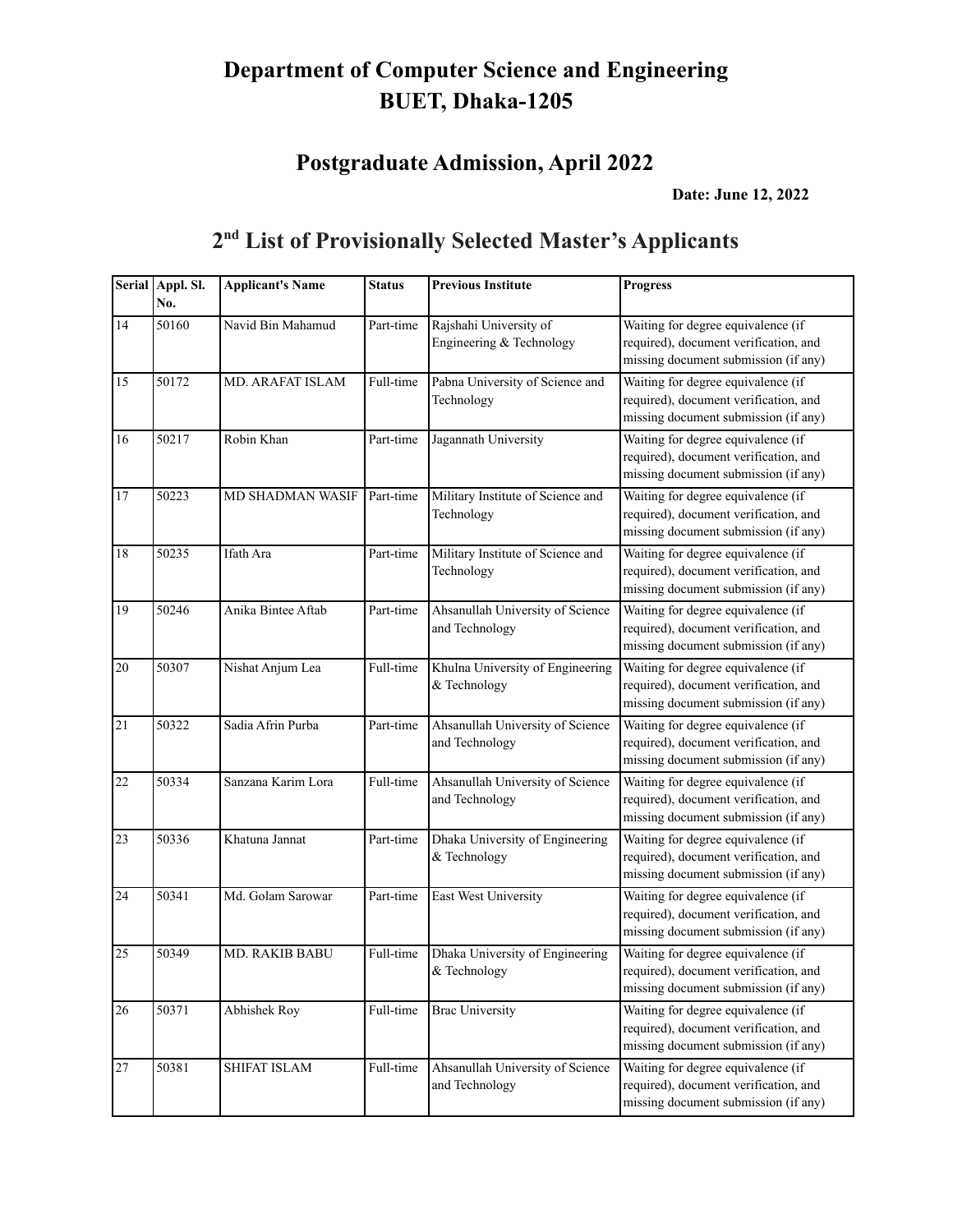# Department of Computer Science and Engineering
# BUET, Dhaka-1205

## Postgraduate Admission, April 2022

**Date: June 12, 2022**

## 2nd List of Provisionally Selected Master's Applicants

| Serial | Appl. Sl. No. | Applicant's Name | Status | Previous Institute | Progress |
|---|---|---|---|---|---|
| 14 | 50160 | Navid Bin Mahamud | Part-time | Rajshahi University of Engineering & Technology | Waiting for degree equivalence (if required), document verification, and missing document submission (if any) |
| 15 | 50172 | MD. ARAFAT ISLAM | Full-time | Pabna University of Science and Technology | Waiting for degree equivalence (if required), document verification, and missing document submission (if any) |
| 16 | 50217 | Robin Khan | Part-time | Jagannath University | Waiting for degree equivalence (if required), document verification, and missing document submission (if any) |
| 17 | 50223 | MD SHADMAN WASIF | Part-time | Military Institute of Science and Technology | Waiting for degree equivalence (if required), document verification, and missing document submission (if any) |
| 18 | 50235 | Ifath Ara | Part-time | Military Institute of Science and Technology | Waiting for degree equivalence (if required), document verification, and missing document submission (if any) |
| 19 | 50246 | Anika Bintee Aftab | Part-time | Ahsanullah University of Science and Technology | Waiting for degree equivalence (if required), document verification, and missing document submission (if any) |
| 20 | 50307 | Nishat Anjum Lea | Full-time | Khulna University of Engineering & Technology | Waiting for degree equivalence (if required), document verification, and missing document submission (if any) |
| 21 | 50322 | Sadia Afrin Purba | Part-time | Ahsanullah University of Science and Technology | Waiting for degree equivalence (if required), document verification, and missing document submission (if any) |
| 22 | 50334 | Sanzana Karim Lora | Full-time | Ahsanullah University of Science and Technology | Waiting for degree equivalence (if required), document verification, and missing document submission (if any) |
| 23 | 50336 | Khatuna Jannat | Part-time | Dhaka University of Engineering & Technology | Waiting for degree equivalence (if required), document verification, and missing document submission (if any) |
| 24 | 50341 | Md. Golam Sarowar | Part-time | East West University | Waiting for degree equivalence (if required), document verification, and missing document submission (if any) |
| 25 | 50349 | MD. RAKIB BABU | Full-time | Dhaka University of Engineering & Technology | Waiting for degree equivalence (if required), document verification, and missing document submission (if any) |
| 26 | 50371 | Abhishek Roy | Full-time | Brac University | Waiting for degree equivalence (if required), document verification, and missing document submission (if any) |
| 27 | 50381 | SHIFAT ISLAM | Full-time | Ahsanullah University of Science and Technology | Waiting for degree equivalence (if required), document verification, and missing document submission (if any) |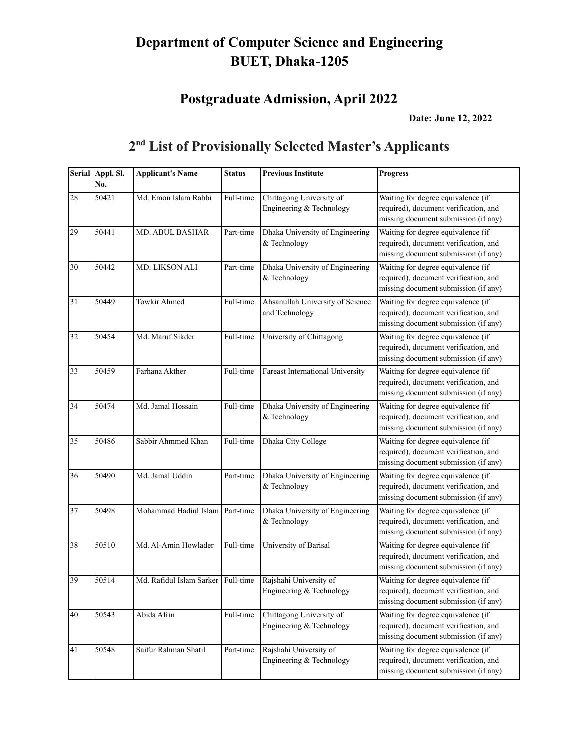# Department of Computer Science and Engineering
# BUET, Dhaka-1205

## Postgraduate Admission, April 2022

**Date: June 12, 2022**

## 2nd List of Provisionally Selected Master's Applicants

| Serial | Appl. Sl. No. | Applicant's Name | Status | Previous Institute | Progress |
|---|---|---|---|---|---|
| 28 | 50421 | Md. Emon Islam Rabbi | Full-time | Chittagong University of Engineering & Technology | Waiting for degree equivalence (if required), document verification, and missing document submission (if any) |
| 29 | 50441 | MD. ABUL BASHAR | Part-time | Dhaka University of Engineering & Technology | Waiting for degree equivalence (if required), document verification, and missing document submission (if any) |
| 30 | 50442 | MD. LIKSON ALI | Part-time | Dhaka University of Engineering & Technology | Waiting for degree equivalence (if required), document verification, and missing document submission (if any) |
| 31 | 50449 | Towkir Ahmed | Full-time | Ahsanullah University of Science and Technology | Waiting for degree equivalence (if required), document verification, and missing document submission (if any) |
| 32 | 50454 | Md. Maruf Sikder | Full-time | University of Chittagong | Waiting for degree equivalence (if required), document verification, and missing document submission (if any) |
| 33 | 50459 | Farhana Akther | Full-time | Fareast International University | Waiting for degree equivalence (if required), document verification, and missing document submission (if any) |
| 34 | 50474 | Md. Jamal Hossain | Full-time | Dhaka University of Engineering & Technology | Waiting for degree equivalence (if required), document verification, and missing document submission (if any) |
| 35 | 50486 | Sabbir Ahmmed Khan | Full-time | Dhaka City College | Waiting for degree equivalence (if required), document verification, and missing document submission (if any) |
| 36 | 50490 | Md. Jamal Uddin | Part-time | Dhaka University of Engineering & Technology | Waiting for degree equivalence (if required), document verification, and missing document submission (if any) |
| 37 | 50498 | Mohammad Hadiul Islam | Part-time | Dhaka University of Engineering & Technology | Waiting for degree equivalence (if required), document verification, and missing document submission (if any) |
| 38 | 50510 | Md. Al-Amin Howlader | Full-time | University of Barisal | Waiting for degree equivalence (if required), document verification, and missing document submission (if any) |
| 39 | 50514 | Md. Rafidul Islam Sarker | Full-time | Rajshahi University of Engineering & Technology | Waiting for degree equivalence (if required), document verification, and missing document submission (if any) |
| 40 | 50543 | Abida Afrin | Full-time | Chittagong University of Engineering & Technology | Waiting for degree equivalence (if required), document verification, and missing document submission (if any) |
| 41 | 50548 | Saifur Rahman Shatil | Part-time | Rajshahi University of Engineering & Technology | Waiting for degree equivalence (if required), document verification, and missing document submission (if any) |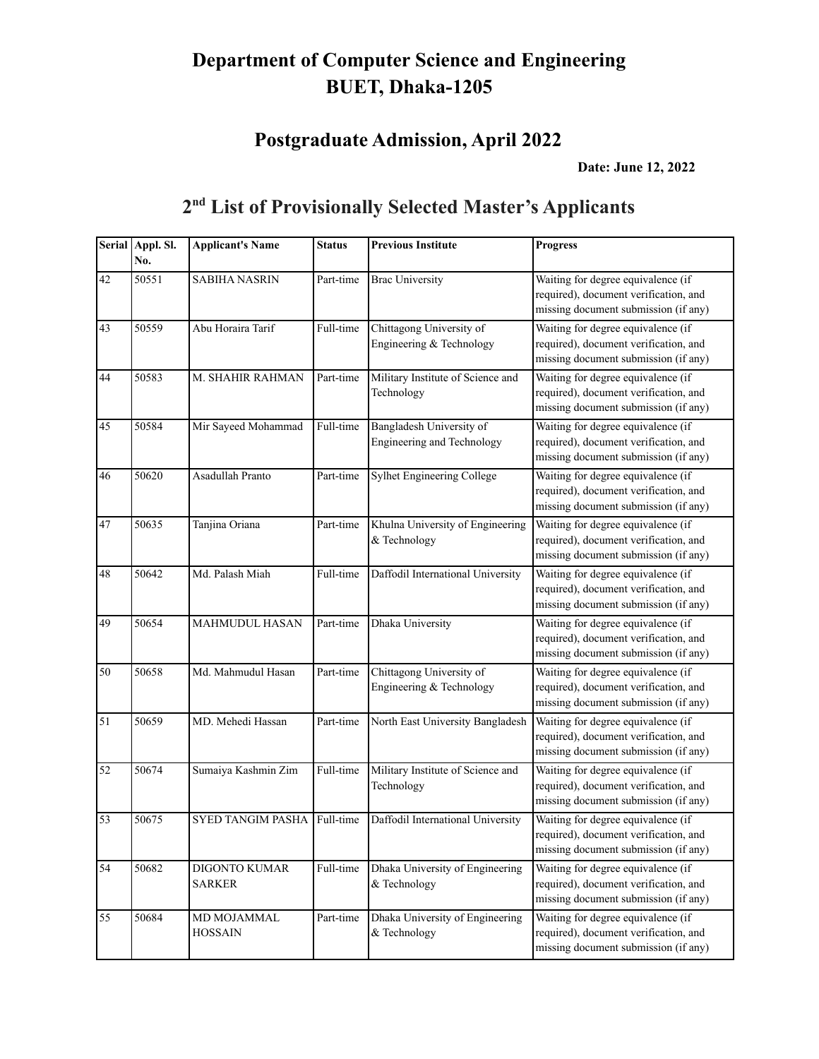# Department of Computer Science and Engineering
# BUET, Dhaka-1205

## Postgraduate Admission, April 2022

**Date: June 12, 2022**

## 2[nd] List of Provisionally Selected Master's Applicants

| Serial | Appl. Sl. No. | Applicant's Name | Status | Previous Institute | Progress |
|---|---|---|---|---|---|
| 42 | 50551 | SABIHA NASRIN | Part-time | Brac University | Waiting for degree equivalence (if required), document verification, and missing document submission (if any) |
| 43 | 50559 | Abu Horaira Tarif | Full-time | Chittagong University of Engineering & Technology | Waiting for degree equivalence (if required), document verification, and missing document submission (if any) |
| 44 | 50583 | M. SHAHIR RAHMAN | Part-time | Military Institute of Science and Technology | Waiting for degree equivalence (if required), document verification, and missing document submission (if any) |
| 45 | 50584 | Mir Sayeed Mohammad | Full-time | Bangladesh University of Engineering and Technology | Waiting for degree equivalence (if required), document verification, and missing document submission (if any) |
| 46 | 50620 | Asadullah Pranto | Part-time | Sylhet Engineering College | Waiting for degree equivalence (if required), document verification, and missing document submission (if any) |
| 47 | 50635 | Tanjina Oriana | Part-time | Khulna University of Engineering & Technology | Waiting for degree equivalence (if required), document verification, and missing document submission (if any) |
| 48 | 50642 | Md. Palash Miah | Full-time | Daffodil International University | Waiting for degree equivalence (if required), document verification, and missing document submission (if any) |
| 49 | 50654 | MAHMUDUL HASAN | Part-time | Dhaka University | Waiting for degree equivalence (if required), document verification, and missing document submission (if any) |
| 50 | 50658 | Md. Mahmudul Hasan | Part-time | Chittagong University of Engineering & Technology | Waiting for degree equivalence (if required), document verification, and missing document submission (if any) |
| 51 | 50659 | MD. Mehedi Hassan | Part-time | North East University Bangladesh | Waiting for degree equivalence (if required), document verification, and missing document submission (if any) |
| 52 | 50674 | Sumaiya Kashmin Zim | Full-time | Military Institute of Science and Technology | Waiting for degree equivalence (if required), document verification, and missing document submission (if any) |
| 53 | 50675 | SYED TANGIM PASHA | Full-time | Daffodil International University | Waiting for degree equivalence (if required), document verification, and missing document submission (if any) |
| 54 | 50682 | DIGONTO KUMAR SARKER | Full-time | Dhaka University of Engineering & Technology | Waiting for degree equivalence (if required), document verification, and missing document submission (if any) |
| 55 | 50684 | MD MOJAMMAL HOSSAIN | Part-time | Dhaka University of Engineering & Technology | Waiting for degree equivalence (if required), document verification, and missing document submission (if any) |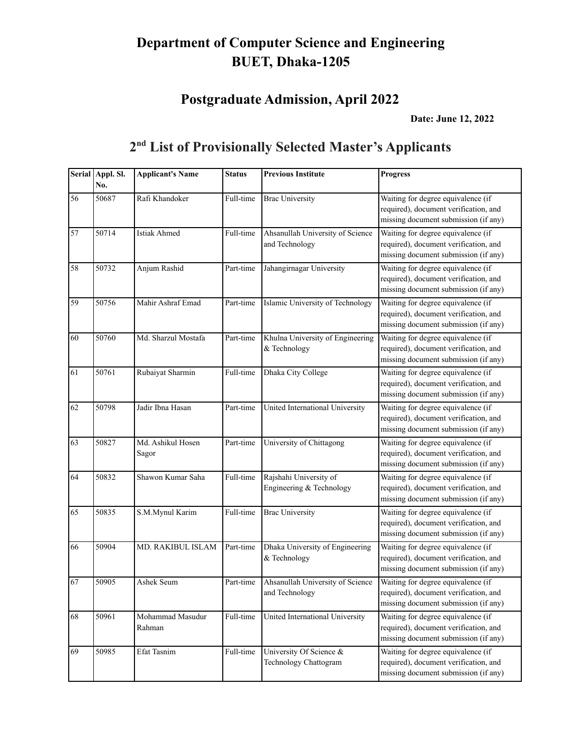# Department of Computer Science and Engineering
# BUET, Dhaka-1205

## Postgraduate Admission, April 2022

**Date: June 12, 2022**

## 2nd List of Provisionally Selected Master's Applicants

| Serial | Appl. Sl. No. | Applicant's Name | Status | Previous Institute | Progress |
|---|---|---|---|---|---|
| 56 | 50687 | Rafi Khandoker | Full-time | Brac University | Waiting for degree equivalence (if required), document verification, and missing document submission (if any) |
| 57 | 50714 | Istiak Ahmed | Full-time | Ahsanullah University of Science and Technology | Waiting for degree equivalence (if required), document verification, and missing document submission (if any) |
| 58 | 50732 | Anjum Rashid | Part-time | Jahangirnagar University | Waiting for degree equivalence (if required), document verification, and missing document submission (if any) |
| 59 | 50756 | Mahir Ashraf Emad | Part-time | Islamic University of Technology | Waiting for degree equivalence (if required), document verification, and missing document submission (if any) |
| 60 | 50760 | Md. Sharzul Mostafa | Part-time | Khulna University of Engineering & Technology | Waiting for degree equivalence (if required), document verification, and missing document submission (if any) |
| 61 | 50761 | Rubaiyat Sharmin | Full-time | Dhaka City College | Waiting for degree equivalence (if required), document verification, and missing document submission (if any) |
| 62 | 50798 | Jadir Ibna Hasan | Part-time | United International University | Waiting for degree equivalence (if required), document verification, and missing document submission (if any) |
| 63 | 50827 | Md. Ashikul Hosen Sagor | Part-time | University of Chittagong | Waiting for degree equivalence (if required), document verification, and missing document submission (if any) |
| 64 | 50832 | Shawon Kumar Saha | Full-time | Rajshahi University of Engineering & Technology | Waiting for degree equivalence (if required), document verification, and missing document submission (if any) |
| 65 | 50835 | S.M.Mynul Karim | Full-time | Brac University | Waiting for degree equivalence (if required), document verification, and missing document submission (if any) |
| 66 | 50904 | MD. RAKIBUL ISLAM | Part-time | Dhaka University of Engineering & Technology | Waiting for degree equivalence (if required), document verification, and missing document submission (if any) |
| 67 | 50905 | Ashek Seum | Part-time | Ahsanullah University of Science and Technology | Waiting for degree equivalence (if required), document verification, and missing document submission (if any) |
| 68 | 50961 | Mohammad Masudur Rahman | Full-time | United International University | Waiting for degree equivalence (if required), document verification, and missing document submission (if any) |
| 69 | 50985 | Efat Tasnim | Full-time | University Of Science & Technology Chattogram | Waiting for degree equivalence (if required), document verification, and missing document submission (if any) |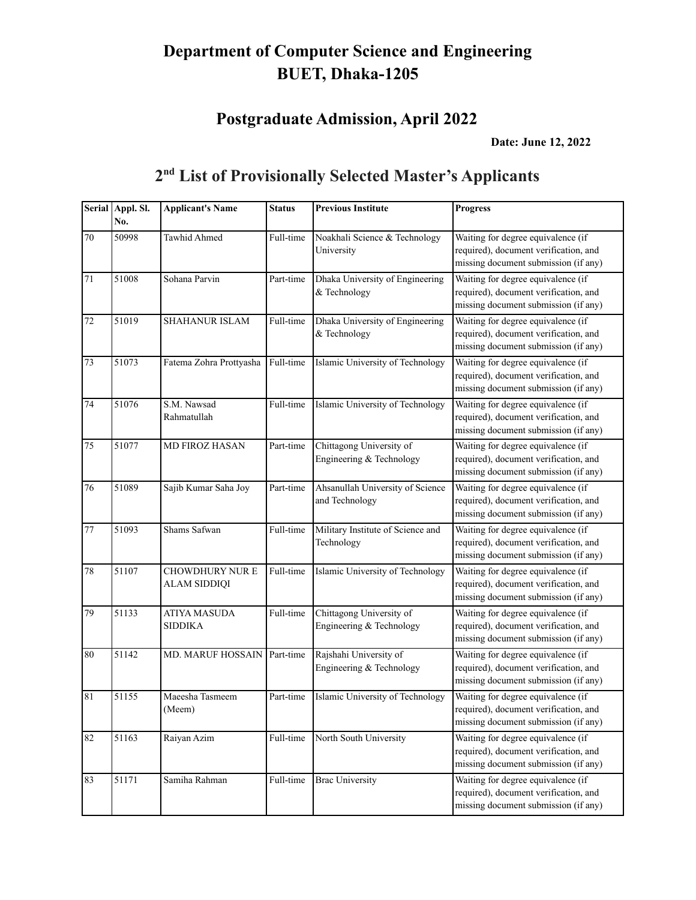# Department of Computer Science and Engineering
# BUET, Dhaka-1205

## Postgraduate Admission, April 2022

**Date: June 12, 2022**

## 2nd List of Provisionally Selected Master's Applicants

| Serial | Appl. Sl. No. | Applicant's Name | Status | Previous Institute | Progress |
|---|---|---|---|---|---|
| 70 | 50998 | Tawhid Ahmed | Full-time | Noakhali Science & Technology University | Waiting for degree equivalence (if required), document verification, and missing document submission (if any) |
| 71 | 51008 | Sohana Parvin | Part-time | Dhaka University of Engineering & Technology | Waiting for degree equivalence (if required), document verification, and missing document submission (if any) |
| 72 | 51019 | SHAHANUR ISLAM | Full-time | Dhaka University of Engineering & Technology | Waiting for degree equivalence (if required), document verification, and missing document submission (if any) |
| 73 | 51073 | Fatema Zohra Prottyasha | Full-time | Islamic University of Technology | Waiting for degree equivalence (if required), document verification, and missing document submission (if any) |
| 74 | 51076 | S.M. Nawsad Rahmatullah | Full-time | Islamic University of Technology | Waiting for degree equivalence (if required), document verification, and missing document submission (if any) |
| 75 | 51077 | MD FIROZ HASAN | Part-time | Chittagong University of Engineering & Technology | Waiting for degree equivalence (if required), document verification, and missing document submission (if any) |
| 76 | 51089 | Sajib Kumar Saha Joy | Part-time | Ahsanullah University of Science and Technology | Waiting for degree equivalence (if required), document verification, and missing document submission (if any) |
| 77 | 51093 | Shams Safwan | Full-time | Military Institute of Science and Technology | Waiting for degree equivalence (if required), document verification, and missing document submission (if any) |
| 78 | 51107 | CHOWDHURY NUR E ALAM SIDDIQI | Full-time | Islamic University of Technology | Waiting for degree equivalence (if required), document verification, and missing document submission (if any) |
| 79 | 51133 | ATIYA MASUDA SIDDIKA | Full-time | Chittagong University of Engineering & Technology | Waiting for degree equivalence (if required), document verification, and missing document submission (if any) |
| 80 | 51142 | MD. MARUF HOSSAIN | Part-time | Rajshahi University of Engineering & Technology | Waiting for degree equivalence (if required), document verification, and missing document submission (if any) |
| 81 | 51155 | Maeesha Tasmeem (Meem) | Part-time | Islamic University of Technology | Waiting for degree equivalence (if required), document verification, and missing document submission (if any) |
| 82 | 51163 | Raiyan Azim | Full-time | North South University | Waiting for degree equivalence (if required), document verification, and missing document submission (if any) |
| 83 | 51171 | Samiha Rahman | Full-time | Brac University | Waiting for degree equivalence (if required), document verification, and missing document submission (if any) |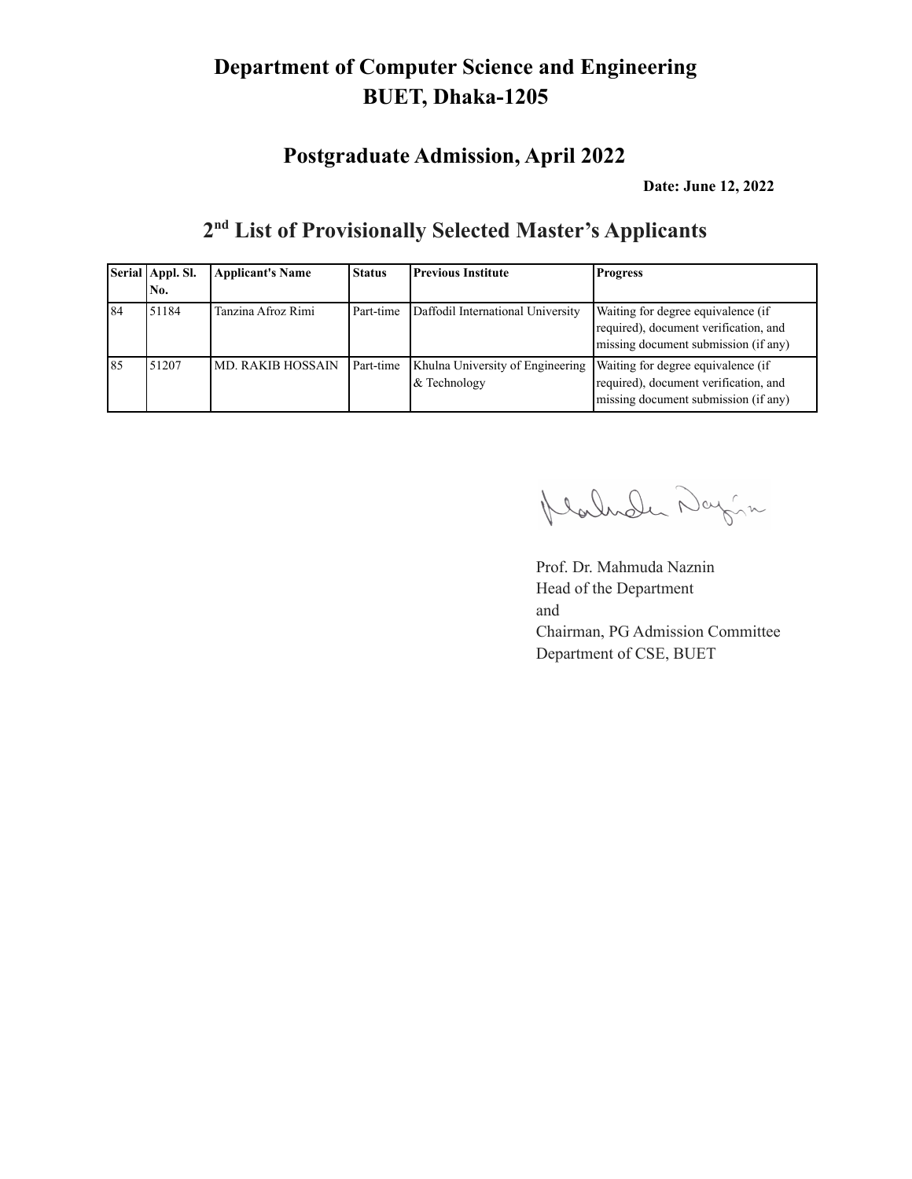# Department of Computer Science and Engineering
# BUET, Dhaka-1205

## Postgraduate Admission, April 2022

**Date: June 12, 2022**

## 2nd List of Provisionally Selected Master's Applicants

| Serial | Appl. Sl. No. | Applicant's Name | Status | Previous Institute | Progress |
|---|---|---|---|---|---|
| 84 | 51184 | Tanzina Afroz Rimi | Part-time | Daffodil International University | Waiting for degree equivalence (if required), document verification, and missing document submission (if any) |
| 85 | 51207 | MD. RAKIB HOSSAIN | Part-time | Khulna University of Engineering & Technology | Waiting for degree equivalence (if required), document verification, and missing document submission (if any) |

Prof. Dr. Mahmuda Naznin
Head of the Department
and
Chairman, PG Admission Committee
Department of CSE, BUET